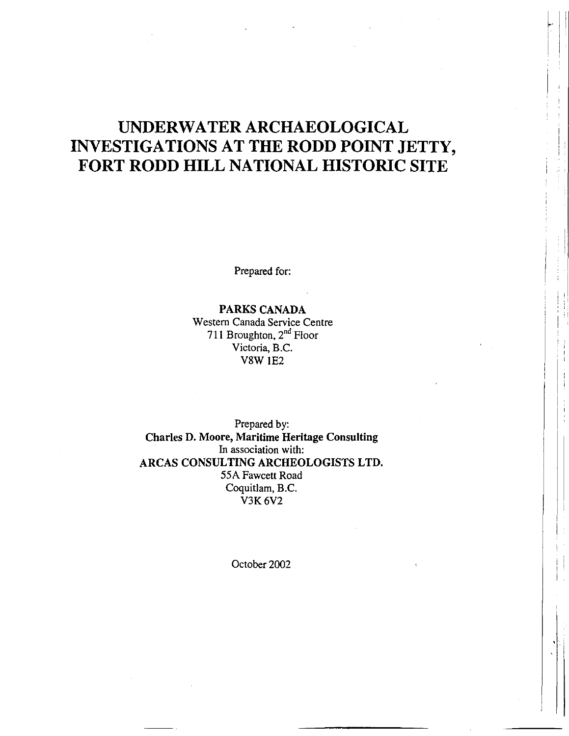# UNDERWATER ARCHAEOLOGICAL INVESTIGATIONS AT THE RODD POINT JETTY, FORT RODD HILL NATIONAL HISTORIC SITE

Prepared for:

**PARKS CANADA**
Western Canada Service Centre
711 Broughton, 2nd Floor
Victoria, B.C.
V8W 1E2

Prepared by:
**Charles D. Moore, Maritime Heritage Consulting**
In association with:
**ARCAS CONSULTING ARCHEOLOGISTS LTD.**
55A Fawcett Road
Coquitlam, B.C.
V3K 6V2

October 2002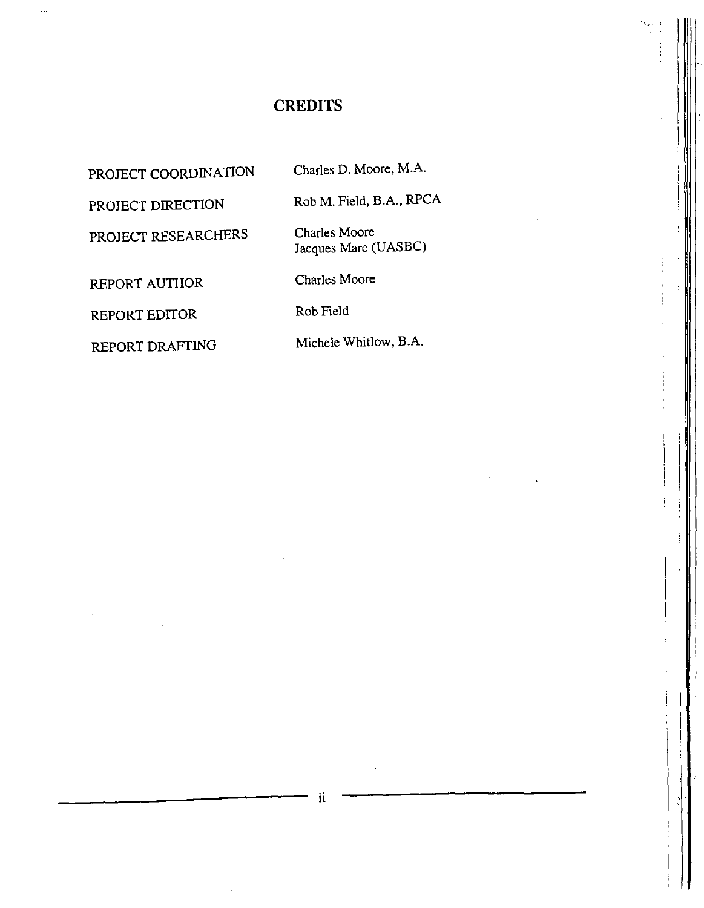# CREDITS

| | |
|---|---|
| PROJECT COORDINATION | Charles D. Moore, M.A. |
| PROJECT DIRECTION | Rob M. Field, B.A., RPCA |
| PROJECT RESEARCHERS | Charles Moore<br>Jacques Marc (UASBC) |
| REPORT AUTHOR | Charles Moore |
| REPORT EDITOR | Rob Field |
| REPORT DRAFTING | Michele Whitlow, B.A. |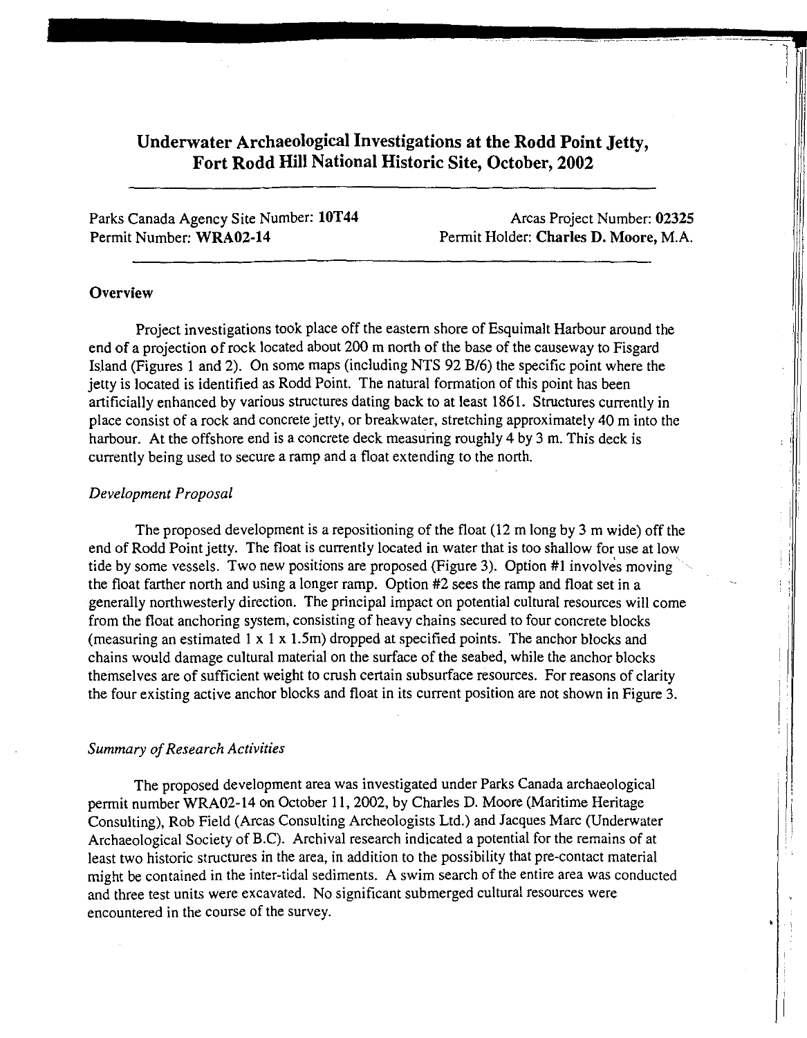# Underwater Archaeological Investigations at the Rodd Point Jetty, Fort Rodd Hill National Historic Site, October, 2002

Parks Canada Agency Site Number: **10T44**
Arcas Project Number: **02325**
Permit Number: **WRA02-14**
Permit Holder: **Charles D. Moore**, M.A.

## Overview

Project investigations took place off the eastern shore of Esquimalt Harbour around the end of a projection of rock located about 200 m north of the base of the causeway to Fisgard Island (Figures 1 and 2). On some maps (including NTS 92 B/6) the specific point where the jetty is located is identified as Rodd Point. The natural formation of this point has been artificially enhanced by various structures dating back to at least 1861. Structures currently in place consist of a rock and concrete jetty, or breakwater, stretching approximately 40 m into the harbour. At the offshore end is a concrete deck measuring roughly 4 by 3 m. This deck is currently being used to secure a ramp and a float extending to the north.

### *Development Proposal*

The proposed development is a repositioning of the float (12 m long by 3 m wide) off the end of Rodd Point jetty. The float is currently located in water that is too shallow for use at low tide by some vessels. Two new positions are proposed (Figure 3). Option #1 involves moving the float farther north and using a longer ramp. Option #2 sees the ramp and float set in a generally northwesterly direction. The principal impact on potential cultural resources will come from the float anchoring system, consisting of heavy chains secured to four concrete blocks (measuring an estimated 1 x 1 x 1.5m) dropped at specified points. The anchor blocks and chains would damage cultural material on the surface of the seabed, while the anchor blocks themselves are of sufficient weight to crush certain subsurface resources. For reasons of clarity the four existing active anchor blocks and float in its current position are not shown in Figure 3.

### *Summary of Research Activities*

The proposed development area was investigated under Parks Canada archaeological permit number WRA02-14 on October 11, 2002, by Charles D. Moore (Maritime Heritage Consulting), Rob Field (Arcas Consulting Archeologists Ltd.) and Jacques Marc (Underwater Archaeological Society of B.C). Archival research indicated a potential for the remains of at least two historic structures in the area, in addition to the possibility that pre-contact material might be contained in the inter-tidal sediments. A swim search of the entire area was conducted and three test units were excavated. No significant submerged cultural resources were encountered in the course of the survey.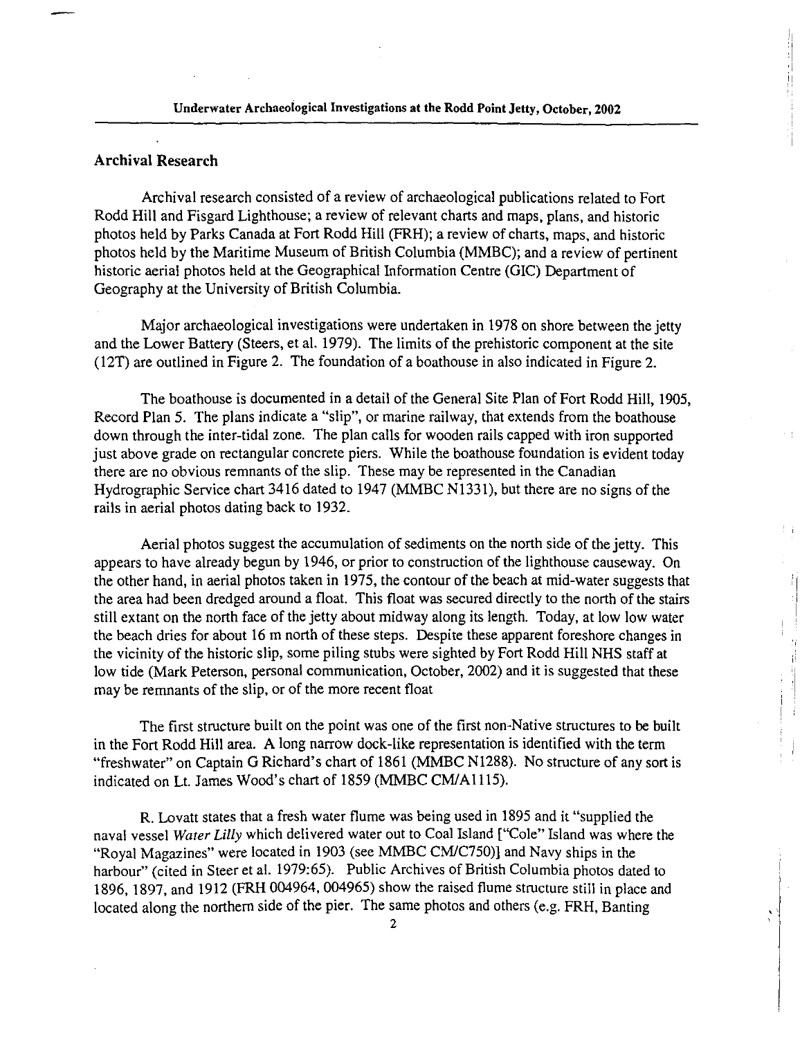## Archival Research

Archival research consisted of a review of archaeological publications related to Fort Rodd Hill and Fisgard Lighthouse; a review of relevant charts and maps, plans, and historic photos held by Parks Canada at Fort Rodd Hill (FRH); a review of charts, maps, and historic photos held by the Maritime Museum of British Columbia (MMBC); and a review of pertinent historic aerial photos held at the Geographical Information Centre (GIC) Department of Geography at the University of British Columbia.

Major archaeological investigations were undertaken in 1978 on shore between the jetty and the Lower Battery (Steers, et al. 1979). The limits of the prehistoric component at the site (12T) are outlined in Figure 2. The foundation of a boathouse in also indicated in Figure 2.

The boathouse is documented in a detail of the General Site Plan of Fort Rodd Hill, 1905, Record Plan 5. The plans indicate a "slip", or marine railway, that extends from the boathouse down through the inter-tidal zone. The plan calls for wooden rails capped with iron supported just above grade on rectangular concrete piers. While the boathouse foundation is evident today there are no obvious remnants of the slip. These may be represented in the Canadian Hydrographic Service chart 3416 dated to 1947 (MMBC N1331), but there are no signs of the rails in aerial photos dating back to 1932.

Aerial photos suggest the accumulation of sediments on the north side of the jetty. This appears to have already begun by 1946, or prior to construction of the lighthouse causeway. On the other hand, in aerial photos taken in 1975, the contour of the beach at mid-water suggests that the area had been dredged around a float. This float was secured directly to the north of the stairs still extant on the north face of the jetty about midway along its length. Today, at low low water the beach dries for about 16 m north of these steps. Despite these apparent foreshore changes in the vicinity of the historic slip, some piling stubs were sighted by Fort Rodd Hill NHS staff at low tide (Mark Peterson, personal communication, October, 2002) and it is suggested that these may be remnants of the slip, or of the more recent float

The first structure built on the point was one of the first non-Native structures to be built in the Fort Rodd Hill area. A long narrow dock-like representation is identified with the term "freshwater" on Captain G Richard's chart of 1861 (MMBC N1288). No structure of any sort is indicated on Lt. James Wood's chart of 1859 (MMBC CM/A1115).

R. Lovatt states that a fresh water flume was being used in 1895 and it "supplied the naval vessel *Water Lilly* which delivered water out to Coal Island ["Cole" Island was where the "Royal Magazines" were located in 1903 (see MMBC CM/C750)] and Navy ships in the harbour" (cited in Steer et al. 1979:65). Public Archives of British Columbia photos dated to 1896, 1897, and 1912 (FRH 004964, 004965) show the raised flume structure still in place and located along the northern side of the pier. The same photos and others (e.g. FRH, Banting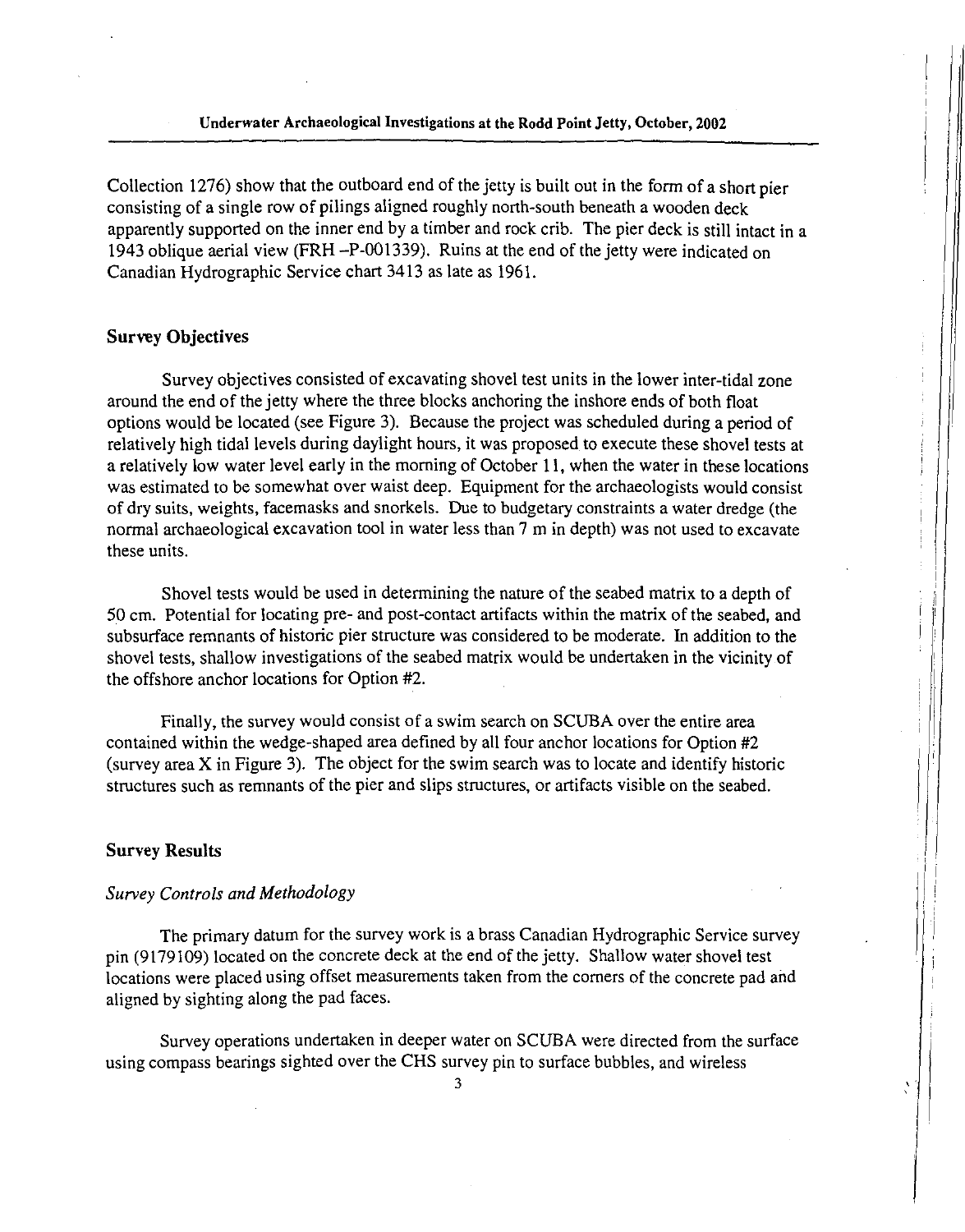Collection 1276) show that the outboard end of the jetty is built out in the form of a short pier consisting of a single row of pilings aligned roughly north-south beneath a wooden deck apparently supported on the inner end by a timber and rock crib. The pier deck is still intact in a 1943 oblique aerial view (FRH –P-001339). Ruins at the end of the jetty were indicated on Canadian Hydrographic Service chart 3413 as late as 1961.

## Survey Objectives

Survey objectives consisted of excavating shovel test units in the lower inter-tidal zone around the end of the jetty where the three blocks anchoring the inshore ends of both float options would be located (see Figure 3). Because the project was scheduled during a period of relatively high tidal levels during daylight hours, it was proposed to execute these shovel tests at a relatively low water level early in the morning of October 11, when the water in these locations was estimated to be somewhat over waist deep. Equipment for the archaeologists would consist of dry suits, weights, facemasks and snorkels. Due to budgetary constraints a water dredge (the normal archaeological excavation tool in water less than 7 m in depth) was not used to excavate these units.

Shovel tests would be used in determining the nature of the seabed matrix to a depth of 50 cm. Potential for locating pre- and post-contact artifacts within the matrix of the seabed, and subsurface remnants of historic pier structure was considered to be moderate. In addition to the shovel tests, shallow investigations of the seabed matrix would be undertaken in the vicinity of the offshore anchor locations for Option #2.

Finally, the survey would consist of a swim search on SCUBA over the entire area contained within the wedge-shaped area defined by all four anchor locations for Option #2 (survey area X in Figure 3). The object for the swim search was to locate and identify historic structures such as remnants of the pier and slips structures, or artifacts visible on the seabed.

## Survey Results

### *Survey Controls and Methodology*

The primary datum for the survey work is a brass Canadian Hydrographic Service survey pin (9179109) located on the concrete deck at the end of the jetty. Shallow water shovel test locations were placed using offset measurements taken from the corners of the concrete pad and aligned by sighting along the pad faces.

Survey operations undertaken in deeper water on SCUBA were directed from the surface using compass bearings sighted over the CHS survey pin to surface bubbles, and wireless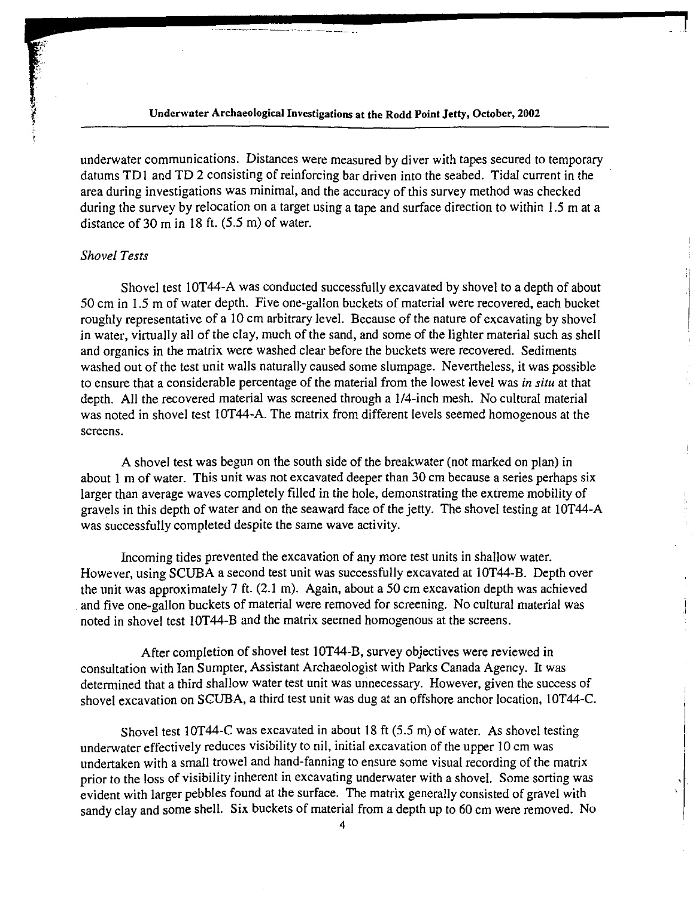underwater communications. Distances were measured by diver with tapes secured to temporary datums TD1 and TD 2 consisting of reinforcing bar driven into the seabed. Tidal current in the area during investigations was minimal, and the accuracy of this survey method was checked during the survey by relocation on a target using a tape and surface direction to within 1.5 m at a distance of 30 m in 18 ft. (5.5 m) of water.

### *Shovel Tests*

Shovel test 10T44-A was conducted successfully excavated by shovel to a depth of about 50 cm in 1.5 m of water depth. Five one-gallon buckets of material were recovered, each bucket roughly representative of a 10 cm arbitrary level. Because of the nature of excavating by shovel in water, virtually all of the clay, much of the sand, and some of the lighter material such as shell and organics in the matrix were washed clear before the buckets were recovered. Sediments washed out of the test unit walls naturally caused some slumpage. Nevertheless, it was possible to ensure that a considerable percentage of the material from the lowest level was *in situ* at that depth. All the recovered material was screened through a 1/4-inch mesh. No cultural material was noted in shovel test 10T44-A. The matrix from different levels seemed homogenous at the screens.

A shovel test was begun on the south side of the breakwater (not marked on plan) in about 1 m of water. This unit was not excavated deeper than 30 cm because a series perhaps six larger than average waves completely filled in the hole, demonstrating the extreme mobility of gravels in this depth of water and on the seaward face of the jetty. The shovel testing at 10T44-A was successfully completed despite the same wave activity.

Incoming tides prevented the excavation of any more test units in shallow water. However, using SCUBA a second test unit was successfully excavated at 10T44-B. Depth over the unit was approximately 7 ft. (2.1 m). Again, about a 50 cm excavation depth was achieved and five one-gallon buckets of material were removed for screening. No cultural material was noted in shovel test 10T44-B and the matrix seemed homogenous at the screens.

After completion of shovel test 10T44-B, survey objectives were reviewed in consultation with Ian Sumpter, Assistant Archaeologist with Parks Canada Agency. It was determined that a third shallow water test unit was unnecessary. However, given the success of shovel excavation on SCUBA, a third test unit was dug at an offshore anchor location, 10T44-C.

Shovel test 10T44-C was excavated in about 18 ft (5.5 m) of water. As shovel testing underwater effectively reduces visibility to nil, initial excavation of the upper 10 cm was undertaken with a small trowel and hand-fanning to ensure some visual recording of the matrix prior to the loss of visibility inherent in excavating underwater with a shovel. Some sorting was evident with larger pebbles found at the surface. The matrix generally consisted of gravel with sandy clay and some shell. Six buckets of material from a depth up to 60 cm were removed. No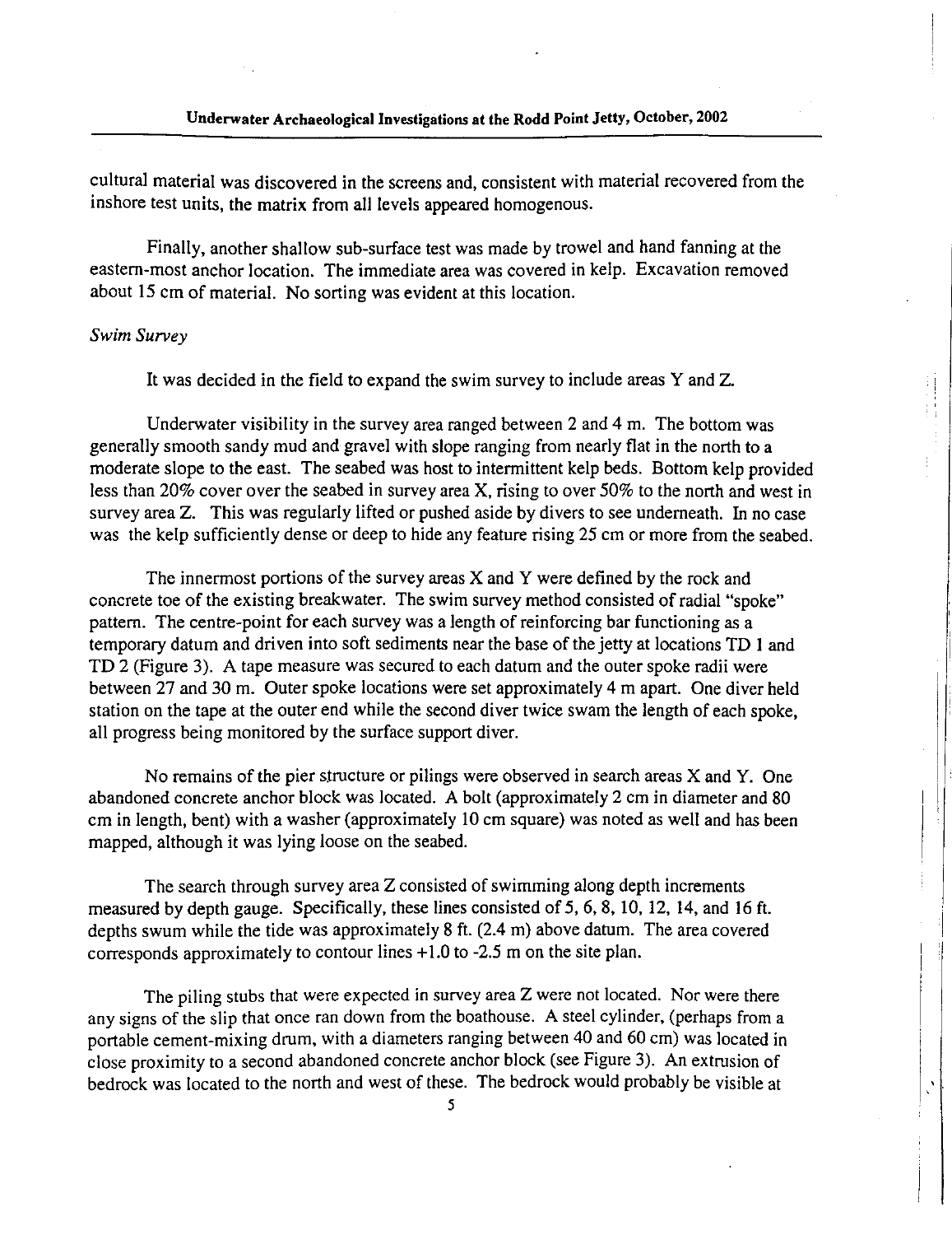cultural material was discovered in the screens and, consistent with material recovered from the inshore test units, the matrix from all levels appeared homogenous.

Finally, another shallow sub-surface test was made by trowel and hand fanning at the eastern-most anchor location. The immediate area was covered in kelp. Excavation removed about 15 cm of material. No sorting was evident at this location.

*Swim Survey*

It was decided in the field to expand the swim survey to include areas Y and Z.

Underwater visibility in the survey area ranged between 2 and 4 m. The bottom was generally smooth sandy mud and gravel with slope ranging from nearly flat in the north to a moderate slope to the east. The seabed was host to intermittent kelp beds. Bottom kelp provided less than 20% cover over the seabed in survey area X, rising to over 50% to the north and west in survey area Z. This was regularly lifted or pushed aside by divers to see underneath. In no case was the kelp sufficiently dense or deep to hide any feature rising 25 cm or more from the seabed.

The innermost portions of the survey areas X and Y were defined by the rock and concrete toe of the existing breakwater. The swim survey method consisted of radial "spoke" pattern. The centre-point for each survey was a length of reinforcing bar functioning as a temporary datum and driven into soft sediments near the base of the jetty at locations TD 1 and TD 2 (Figure 3). A tape measure was secured to each datum and the outer spoke radii were between 27 and 30 m. Outer spoke locations were set approximately 4 m apart. One diver held station on the tape at the outer end while the second diver twice swam the length of each spoke, all progress being monitored by the surface support diver.

No remains of the pier structure or pilings were observed in search areas X and Y. One abandoned concrete anchor block was located. A bolt (approximately 2 cm in diameter and 80 cm in length, bent) with a washer (approximately 10 cm square) was noted as well and has been mapped, although it was lying loose on the seabed.

The search through survey area Z consisted of swimming along depth increments measured by depth gauge. Specifically, these lines consisted of 5, 6, 8, 10, 12, 14, and 16 ft. depths swum while the tide was approximately 8 ft. (2.4 m) above datum. The area covered corresponds approximately to contour lines +1.0 to -2.5 m on the site plan.

The piling stubs that were expected in survey area Z were not located. Nor were there any signs of the slip that once ran down from the boathouse. A steel cylinder, (perhaps from a portable cement-mixing drum, with a diameters ranging between 40 and 60 cm) was located in close proximity to a second abandoned concrete anchor block (see Figure 3). An extrusion of bedrock was located to the north and west of these. The bedrock would probably be visible at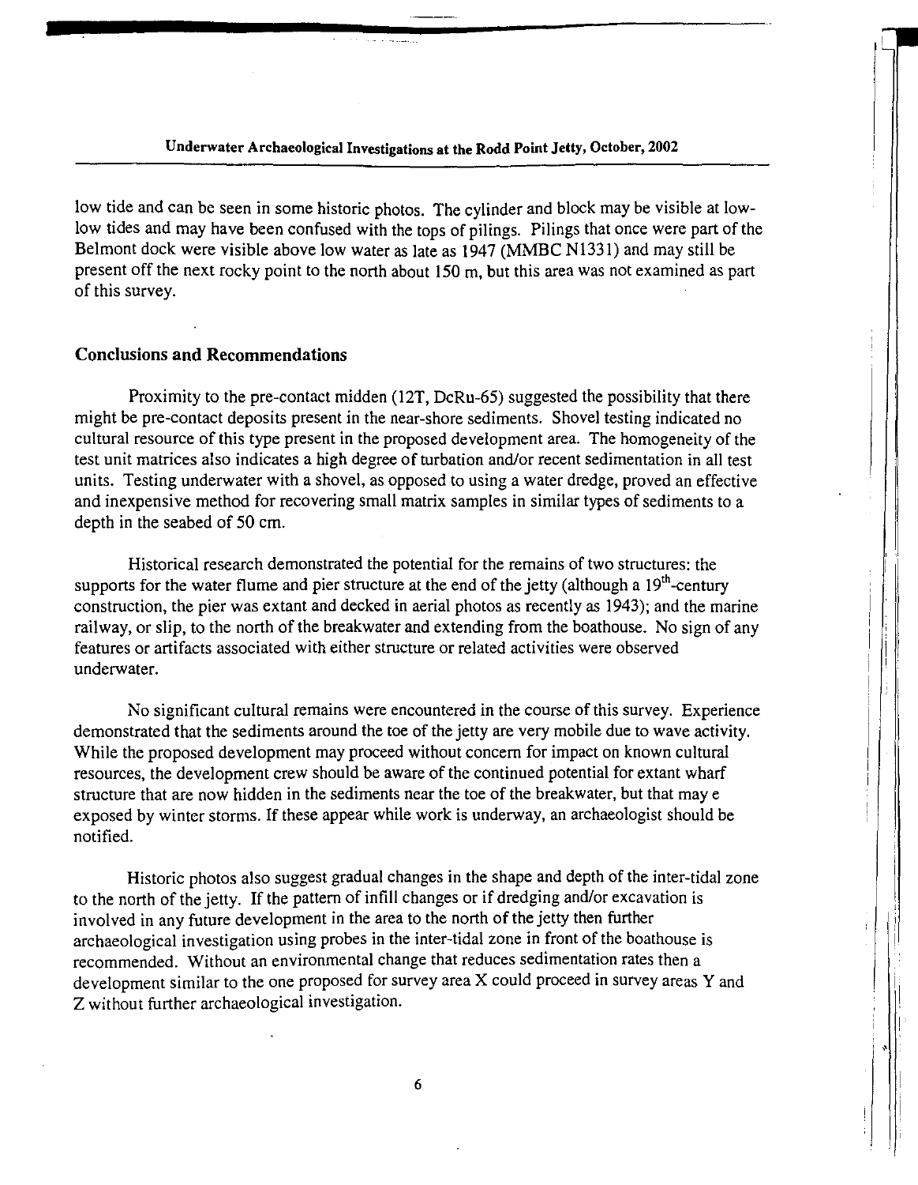low tide and can be seen in some historic photos. The cylinder and block may be visible at low-low tides and may have been confused with the tops of pilings. Pilings that once were part of the Belmont dock were visible above low water as late as 1947 (MMBC N1331) and may still be present off the next rocky point to the north about 150 m, but this area was not examined as part of this survey.

## Conclusions and Recommendations

Proximity to the pre-contact midden (12T, DcRu-65) suggested the possibility that there might be pre-contact deposits present in the near-shore sediments. Shovel testing indicated no cultural resource of this type present in the proposed development area. The homogeneity of the test unit matrices also indicates a high degree of turbation and/or recent sedimentation in all test units. Testing underwater with a shovel, as opposed to using a water dredge, proved an effective and inexpensive method for recovering small matrix samples in similar types of sediments to a depth in the seabed of 50 cm.

Historical research demonstrated the potential for the remains of two structures: the supports for the water flume and pier structure at the end of the jetty (although a 19th-century construction, the pier was extant and decked in aerial photos as recently as 1943); and the marine railway, or slip, to the north of the breakwater and extending from the boathouse. No sign of any features or artifacts associated with either structure or related activities were observed underwater.

No significant cultural remains were encountered in the course of this survey. Experience demonstrated that the sediments around the toe of the jetty are very mobile due to wave activity. While the proposed development may proceed without concern for impact on known cultural resources, the development crew should be aware of the continued potential for extant wharf structure that are now hidden in the sediments near the toe of the breakwater, but that may e exposed by winter storms. If these appear while work is underway, an archaeologist should be notified.

Historic photos also suggest gradual changes in the shape and depth of the inter-tidal zone to the north of the jetty. If the pattern of infill changes or if dredging and/or excavation is involved in any future development in the area to the north of the jetty then further archaeological investigation using probes in the inter-tidal zone in front of the boathouse is recommended. Without an environmental change that reduces sedimentation rates then a development similar to the one proposed for survey area X could proceed in survey areas Y and Z without further archaeological investigation.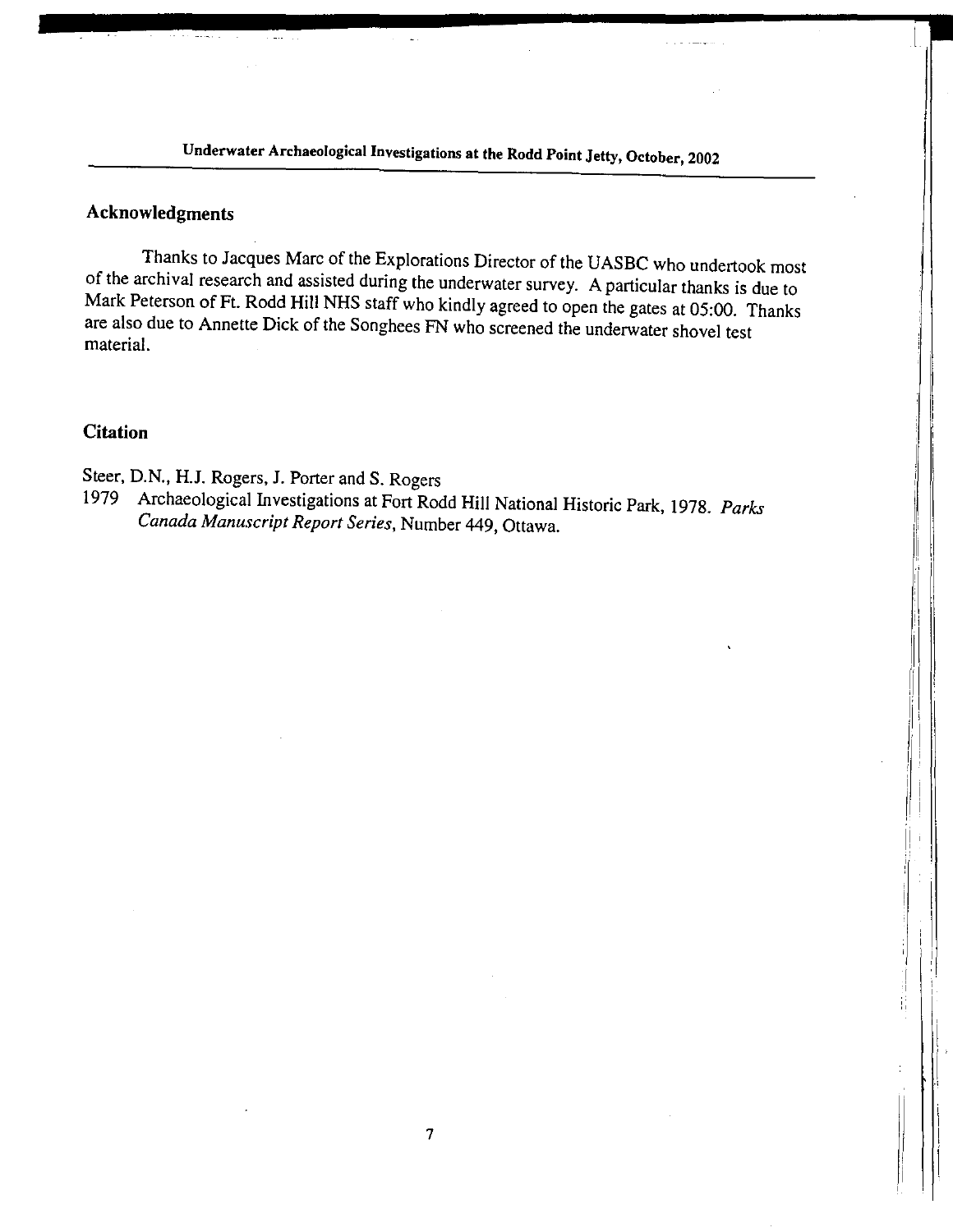## Acknowledgments

Thanks to Jacques Marc of the Explorations Director of the UASBC who undertook most of the archival research and assisted during the underwater survey. A particular thanks is due to Mark Peterson of Ft. Rodd Hill NHS staff who kindly agreed to open the gates at 05:00. Thanks are also due to Annette Dick of the Songhees FN who screened the underwater shovel test material.

## Citation

Steer, D.N., H.J. Rogers, J. Porter and S. Rogers

1979 Archaeological Investigations at Fort Rodd Hill National Historic Park, 1978. *Parks Canada Manuscript Report Series*, Number 449, Ottawa.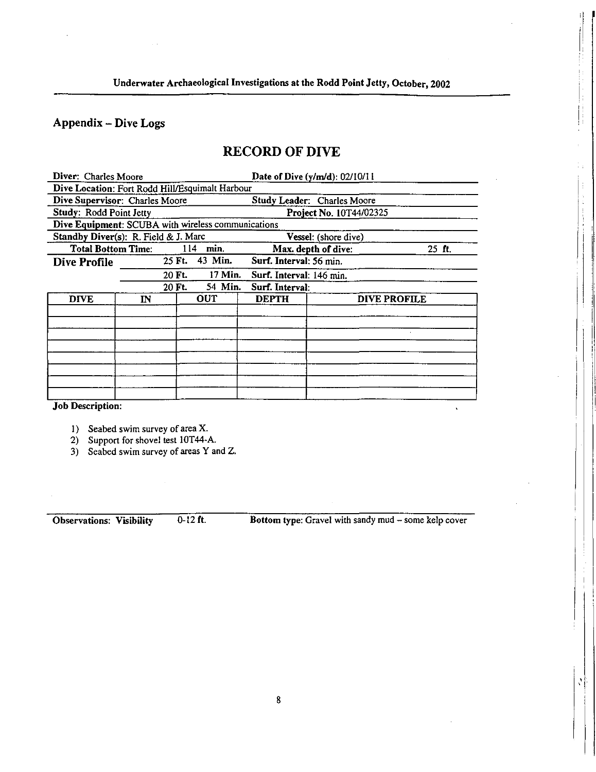## Appendix – Dive Logs

# RECORD OF DIVE

**Diver:** Charles Moore  **Date of Dive (y/m/d):** 02/10/11

**Dive Location:** Fort Rodd Hill/Esquimalt Harbour

**Dive Supervisor:** Charles Moore  **Study Leader:** Charles Moore

**Study:** Rodd Point Jetty  **Project No.** 10T44/02325

**Dive Equipment:** SCUBA with wireless communications

**Standby Diver(s):** R. Field & J. Marc  **Vessel:** (shore dive)

**Total Bottom Time:** 114 min.  **Max. depth of dive:** 25 ft.

**Dive Profile**

| Depth | Time | Surf. Interval |
|---|---|---|
| 25 Ft. | 43 Min. | Surf. Interval: 56 min. |
| 20 Ft. | 17 Min. | Surf. Interval: 146 min. |
| 20 Ft. | 54 Min. | Surf. Interval: |

| DIVE | IN | OUT | DEPTH | DIVE PROFILE |
|---|---|---|---|---|
| | | | | |
| | | | | |
| | | | | |
| | | | | |
| | | | | |
| | | | | |
| | | | | |
| | | | | |

**Job Description:**

1) Seabed swim survey of area X.
2) Support for shovel test 10T44-A.
3) Seabed swim survey of areas Y and Z.

**Observations: Visibility** 0-12 ft.  **Bottom type:** Gravel with sandy mud – some kelp cover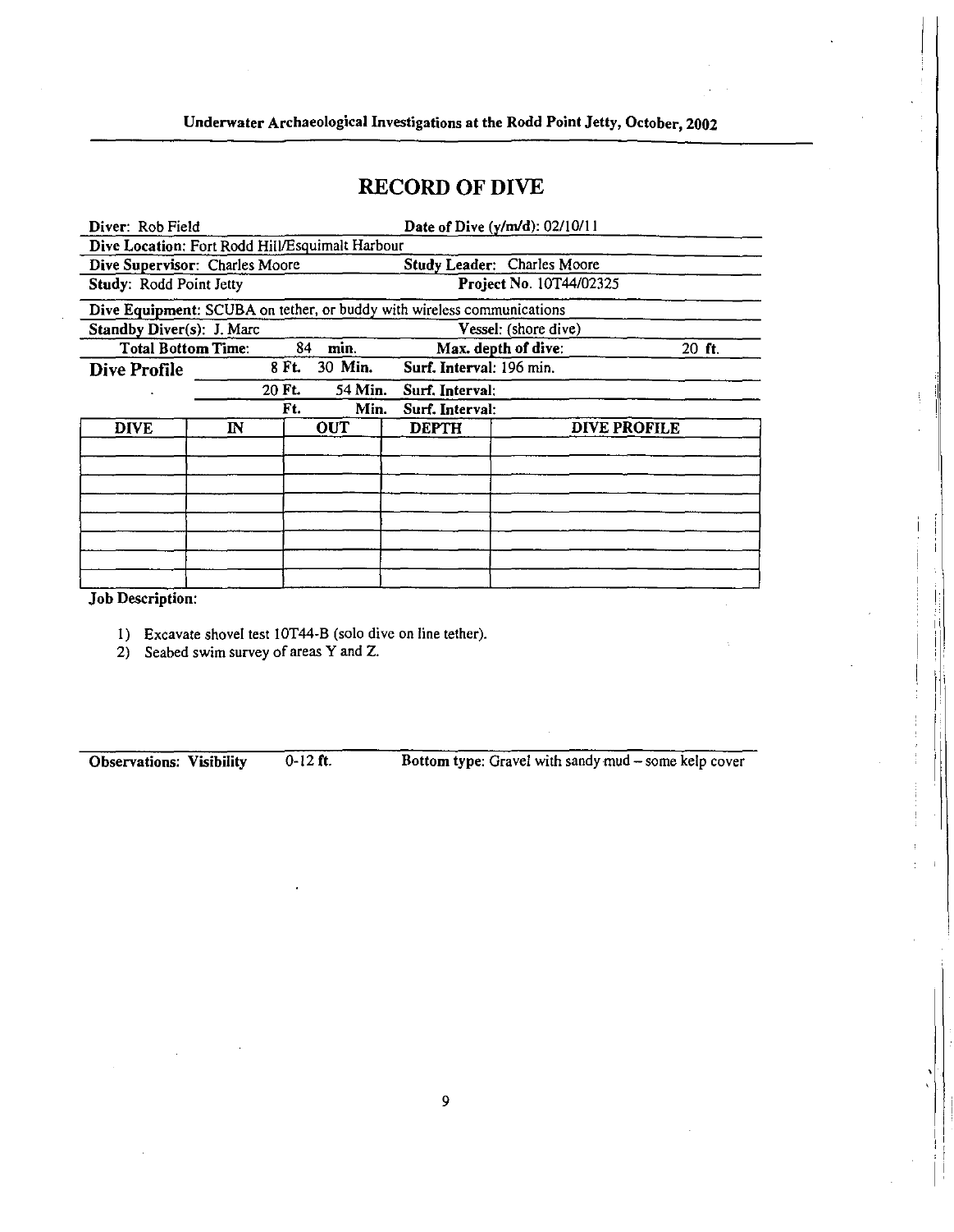## RECORD OF DIVE

**Diver:** Rob Field **Date of Dive (y/m/d):** 02/10/11

**Dive Location:** Fort Rodd Hill/Esquimalt Harbour

**Dive Supervisor:** Charles Moore **Study Leader:** Charles Moore

**Study:** Rodd Point Jetty **Project No.** 10T44/02325

**Dive Equipment:** SCUBA on tether, or buddy with wireless communications

**Standby Diver(s):** J. Marc **Vessel:** (shore dive)

**Total Bottom Time:** 84 min. **Max. depth of dive:** 20 ft.

**Dive Profile**

| | | |
|---|---|---|
| 8 Ft. | 30 Min. | Surf. Interval: 196 min. |
| 20 Ft. | 54 Min. | Surf. Interval: |
| Ft. | Min. | Surf. Interval: |

| DIVE | IN | OUT | DEPTH | DIVE PROFILE |
|---|---|---|---|---|
| | | | | |
| | | | | |
| | | | | |
| | | | | |
| | | | | |
| | | | | |
| | | | | |
| | | | | |

**Job Description:**

1) Excavate shovel test 10T44-B (solo dive on line tether).
2) Seabed swim survey of areas Y and Z.

**Observations: Visibility** 0-12 ft. **Bottom type:** Gravel with sandy mud – some kelp cover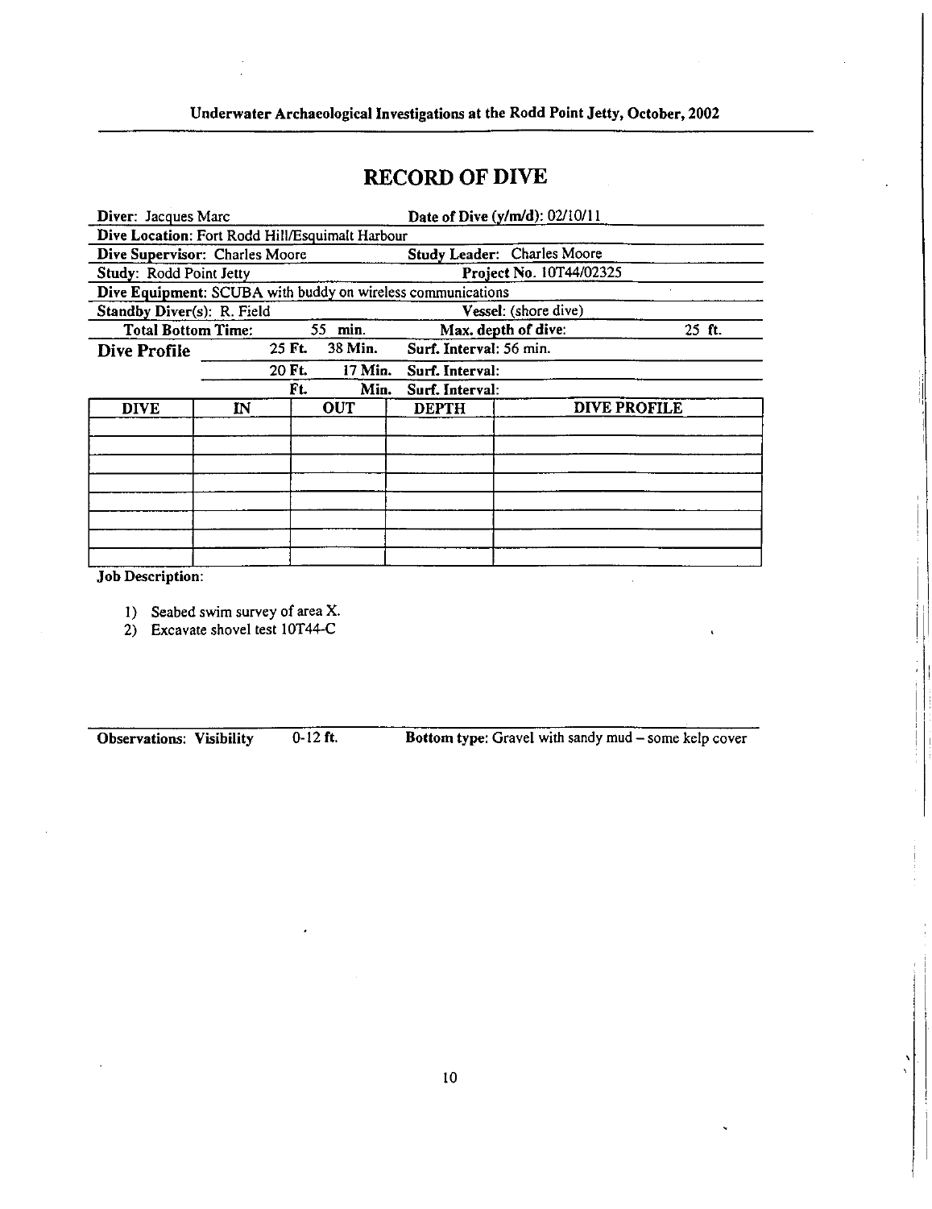# RECORD OF DIVE

**Diver:** Jacques Marc | **Date of Dive (y/m/d):** 02/10/11

**Dive Location:** Fort Rodd Hill/Esquimalt Harbour

**Dive Supervisor:** Charles Moore | **Study Leader:** Charles Moore

**Study:** Rodd Point Jetty | **Project No.** 10T44/02325

**Dive Equipment:** SCUBA with buddy on wireless communications

**Standby Diver(s):** R. Field | **Vessel:** (shore dive)

**Total Bottom Time:** 55 min. | **Max. depth of dive:** 25 ft.

**Dive Profile**

| Depth | Time | Surf. Interval |
|---|---|---|
| 25 Ft. | 38 Min. | Surf. Interval: 56 min. |
| 20 Ft. | 17 Min. | Surf. Interval: |
| Ft. | Min. | Surf. Interval: |

| DIVE | IN | OUT | DEPTH | DIVE PROFILE |
|---|---|---|---|---|
| | | | | |
| | | | | |
| | | | | |
| | | | | |
| | | | | |
| | | | | |
| | | | | |
| | | | | |

**Job Description:**

1) Seabed swim survey of area X.
2) Excavate shovel test 10T44-C

**Observations: Visibility** 0-12 ft. **Bottom type:** Gravel with sandy mud – some kelp cover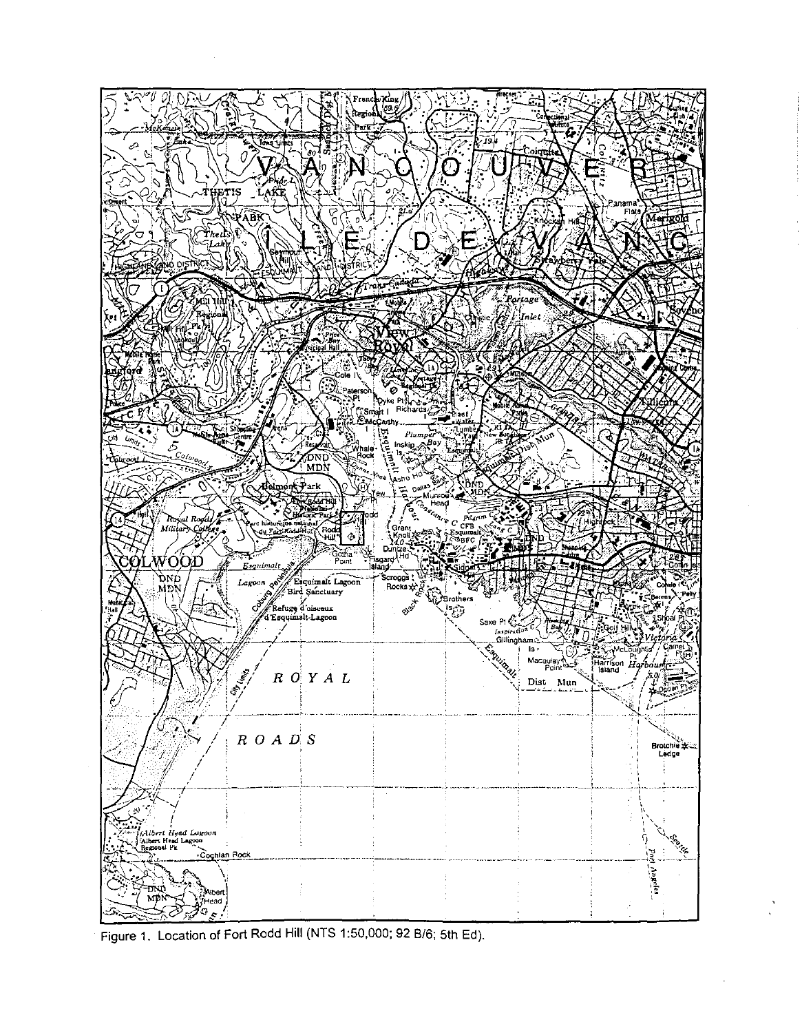Figure 1. Location of Fort Rodd Hill (NTS 1:50,000; 92 B/6; 5th Ed).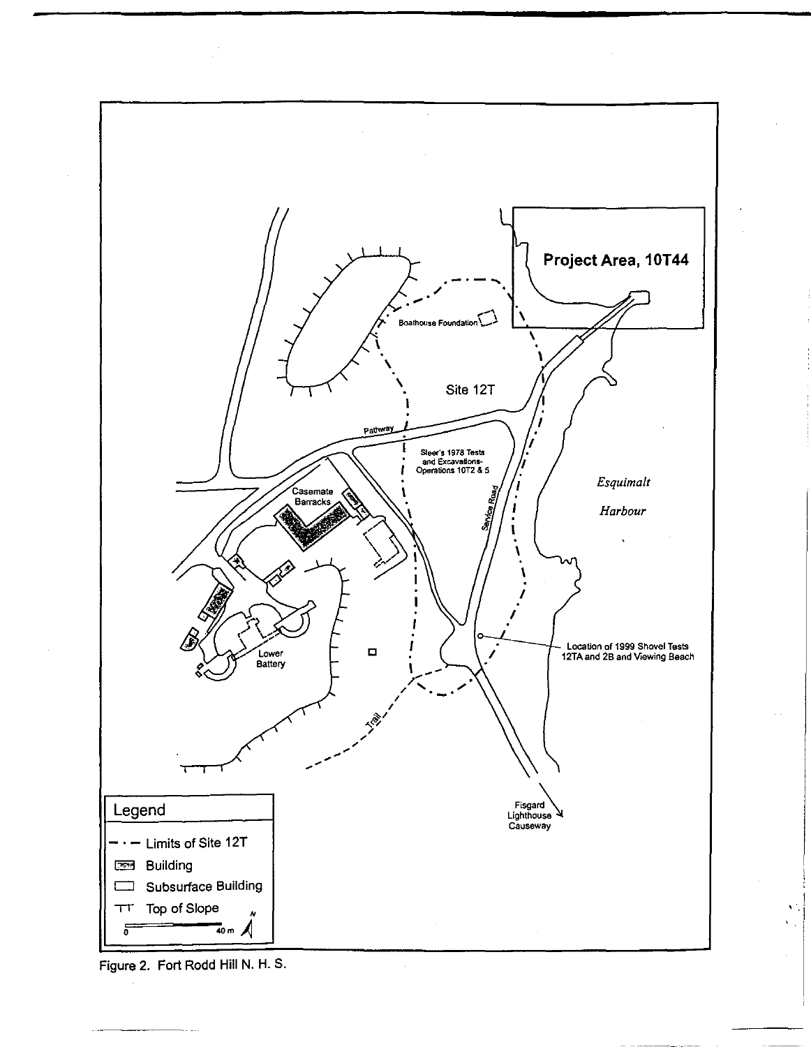Project Area, 10T44

Boathouse Foundation

Site 12T

Pathway

Steer's 1978 Tests and Excavations- Operations 10T2 & 5

Service Road

Casemate Barracks

*Esquimalt Harbour*

Lower Battery

Location of 1999 Shovel Tests 12TA and 2B and Viewing Beach

Trail

Fisgard Lighthouse Causeway

**Legend**

- Limits of Site 12T
- Building
- Subsurface Building
- Top of Slope

0 — 40 m

N

Figure 2. Fort Rodd Hill N. H. S.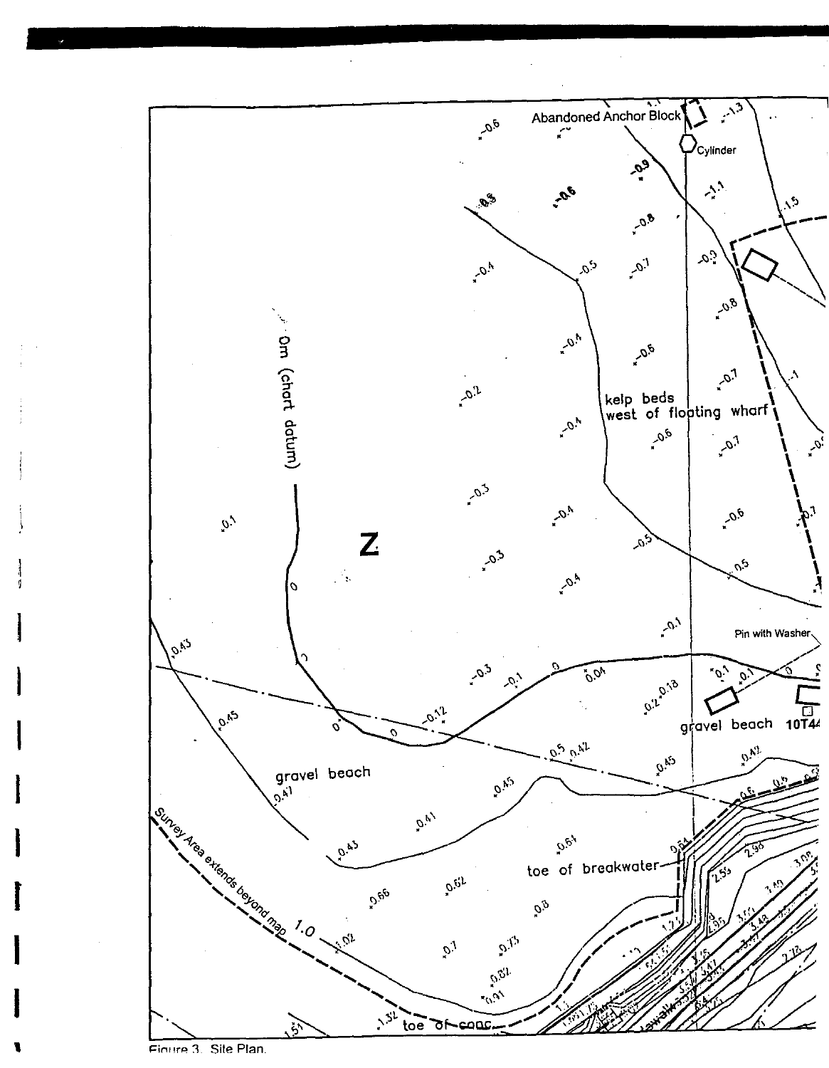Figure 3. Site Plan.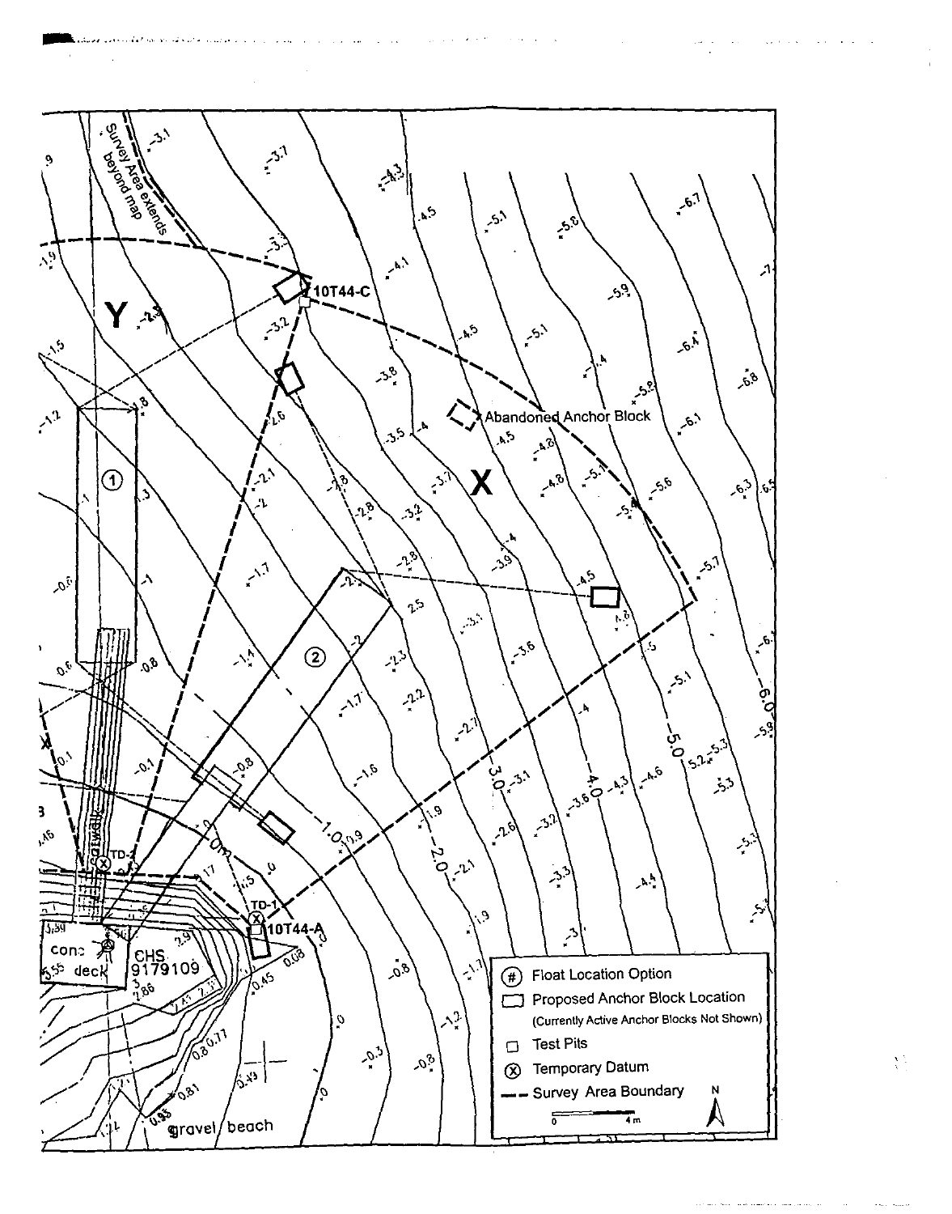Survey Area extends beyond map

Y

X

10T44-C

10T44-A

Abandoned Anchor Block

TD-1

TD-2

conc deck

CHS 9179109

gravel beach

1

2

- (#) Float Location Option
- Proposed Anchor Block Location (Currently Active Anchor Blocks Not Shown)
- Test Pits
- (X) Temporary Datum
- Survey Area Boundary

0 4 m

N